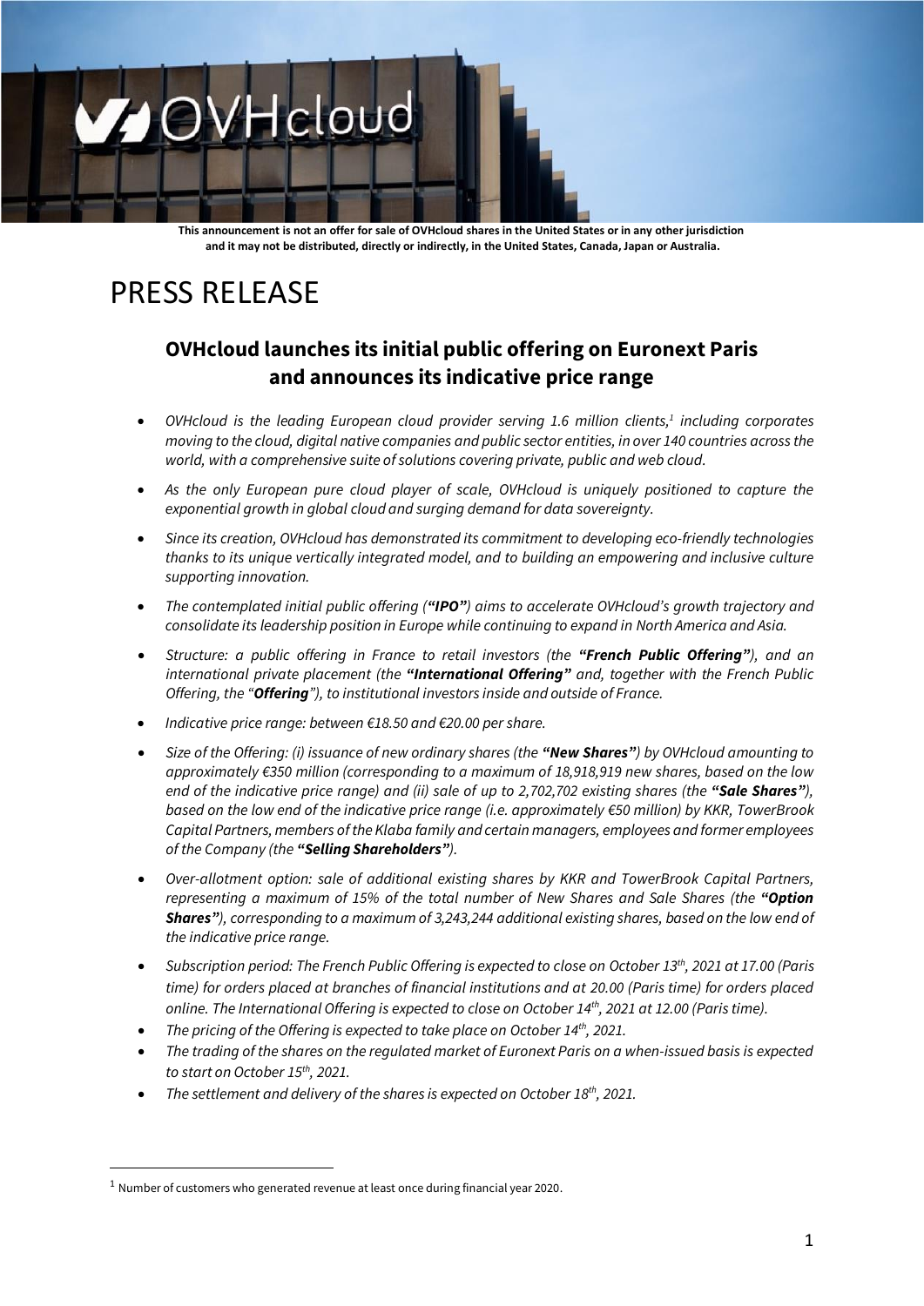**This announcement is not an offer for sale of OVHcloud shares in the United States or in any other jurisdiction and it may not be distributed, directly or indirectly, in the United States, Canada, Japan or Australia.**

# PRESS RELEASE

## OVHcloud launches its initial public offering on Euronext Paris and announces its indicative price range

- *OVHcloud is the leading European cloud provider serving 1.6 million clients,[1] including corporates moving to the cloud, digital native companies and public sector entities, in over 140 countries across the world, with a comprehensive suite of solutions covering private, public and web cloud.*
- *As the only European pure cloud player of scale, OVHcloud is uniquely positioned to capture the exponential growth in global cloud and surging demand for data sovereignty.*
- *Since its creation, OVHcloud has demonstrated its commitment to developing eco-friendly technologies thanks to its unique vertically integrated model, and to building an empowering and inclusive culture supporting innovation.*
- *The contemplated initial public offering (**"IPO"**) aims to accelerate OVHcloud's growth trajectory and consolidate its leadership position in Europe while continuing to expand in North America and Asia.*
- *Structure: a public offering in France to retail investors (the **"French Public Offering"**), and an international private placement (the **"International Offering"** and, together with the French Public Offering, the "**Offering**"), to institutional investors inside and outside of France.*
- *Indicative price range: between €18.50 and €20.00 per share.*
- *Size of the Offering: (i) issuance of new ordinary shares (the **"New Shares"**) by OVHcloud amounting to approximately €350 million (corresponding to a maximum of 18,918,919 new shares, based on the low end of the indicative price range) and (ii) sale of up to 2,702,702 existing shares (the **"Sale Shares"**), based on the low end of the indicative price range (i.e. approximately €50 million) by KKR, TowerBrook Capital Partners, members of the Klaba family and certain managers, employees and former employees of the Company (the **"Selling Shareholders"**).*
- *Over-allotment option: sale of additional existing shares by KKR and TowerBrook Capital Partners, representing a maximum of 15% of the total number of New Shares and Sale Shares (the **"Option Shares"**), corresponding to a maximum of 3,243,244 additional existing shares, based on the low end of the indicative price range.*
- *Subscription period: The French Public Offering is expected to close on October 13th, 2021 at 17.00 (Paris time) for orders placed at branches of financial institutions and at 20.00 (Paris time) for orders placed online. The International Offering is expected to close on October 14th, 2021 at 12.00 (Paris time).*
- *The pricing of the Offering is expected to take place on October 14th, 2021.*
- *The trading of the shares on the regulated market of Euronext Paris on a when-issued basis is expected to start on October 15th, 2021.*
- *The settlement and delivery of the shares is expected on October 18th, 2021.*

[1] Number of customers who generated revenue at least once during financial year 2020.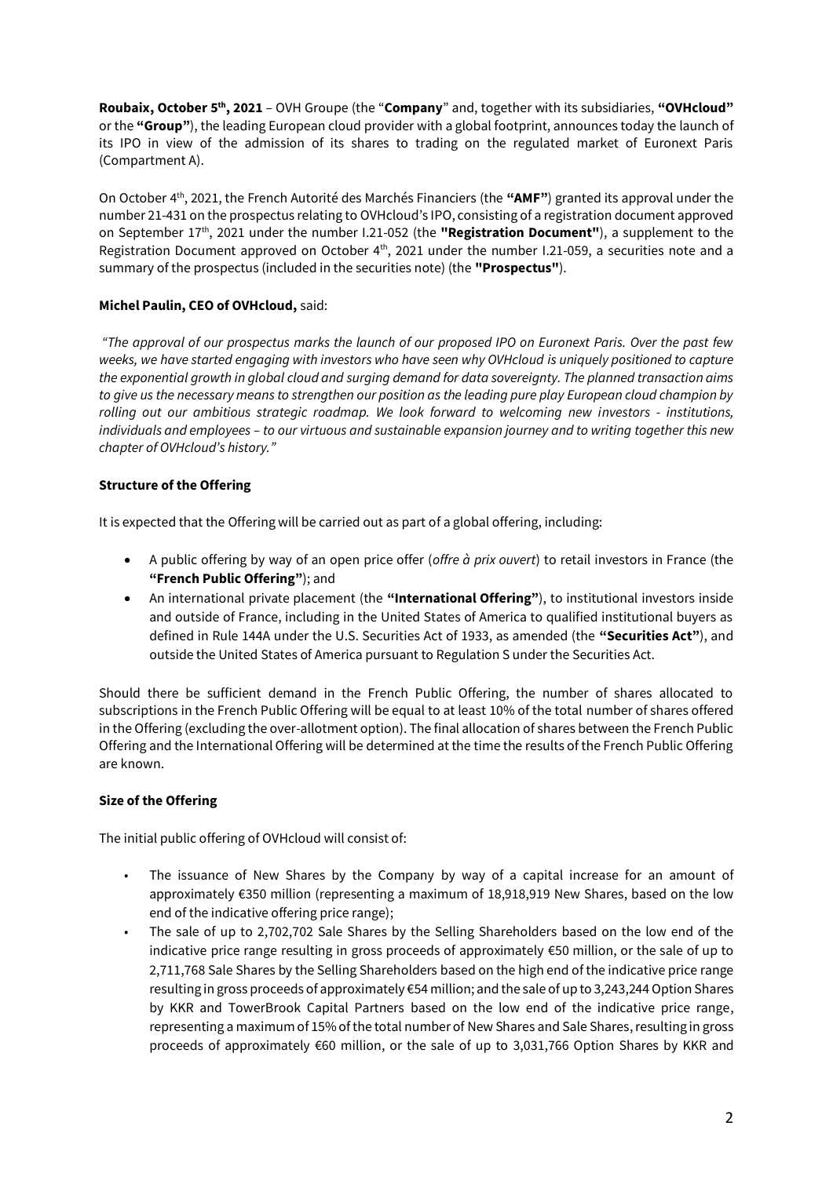**Roubaix, October 5th, 2021** – OVH Groupe (the "**Company**" and, together with its subsidiaries, **"OVHcloud"** or the **"Group"**), the leading European cloud provider with a global footprint, announces today the launch of its IPO in view of the admission of its shares to trading on the regulated market of Euronext Paris (Compartment A).

On October 4th, 2021, the French Autorité des Marchés Financiers (the **"AMF"**) granted its approval under the number 21-431 on the prospectus relating to OVHcloud's IPO, consisting of a registration document approved on September 17th, 2021 under the number I.21-052 (the **"Registration Document"**), a supplement to the Registration Document approved on October 4th, 2021 under the number I.21-059, a securities note and a summary of the prospectus (included in the securities note) (the **"Prospectus"**).

**Michel Paulin, CEO of OVHcloud,** said:

*"The approval of our prospectus marks the launch of our proposed IPO on Euronext Paris. Over the past few weeks, we have started engaging with investors who have seen why OVHcloud is uniquely positioned to capture the exponential growth in global cloud and surging demand for data sovereignty. The planned transaction aims to give us the necessary means to strengthen our position as the leading pure play European cloud champion by rolling out our ambitious strategic roadmap. We look forward to welcoming new investors - institutions, individuals and employees – to our virtuous and sustainable expansion journey and to writing together this new chapter of OVHcloud's history."*

**Structure of the Offering**

It is expected that the Offering will be carried out as part of a global offering, including:

- A public offering by way of an open price offer (*offre à prix ouvert*) to retail investors in France (the **"French Public Offering"**); and
- An international private placement (the **"International Offering"**), to institutional investors inside and outside of France, including in the United States of America to qualified institutional buyers as defined in Rule 144A under the U.S. Securities Act of 1933, as amended (the **"Securities Act"**), and outside the United States of America pursuant to Regulation S under the Securities Act.

Should there be sufficient demand in the French Public Offering, the number of shares allocated to subscriptions in the French Public Offering will be equal to at least 10% of the total number of shares offered in the Offering (excluding the over-allotment option). The final allocation of shares between the French Public Offering and the International Offering will be determined at the time the results of the French Public Offering are known.

**Size of the Offering**

The initial public offering of OVHcloud will consist of:

- The issuance of New Shares by the Company by way of a capital increase for an amount of approximately €350 million (representing a maximum of 18,918,919 New Shares, based on the low end of the indicative offering price range);
- The sale of up to 2,702,702 Sale Shares by the Selling Shareholders based on the low end of the indicative price range resulting in gross proceeds of approximately €50 million, or the sale of up to 2,711,768 Sale Shares by the Selling Shareholders based on the high end of the indicative price range resulting in gross proceeds of approximately €54 million; and the sale of up to 3,243,244 Option Shares by KKR and TowerBrook Capital Partners based on the low end of the indicative price range, representing a maximum of 15% of the total number of New Shares and Sale Shares, resulting in gross proceeds of approximately €60 million, or the sale of up to 3,031,766 Option Shares by KKR and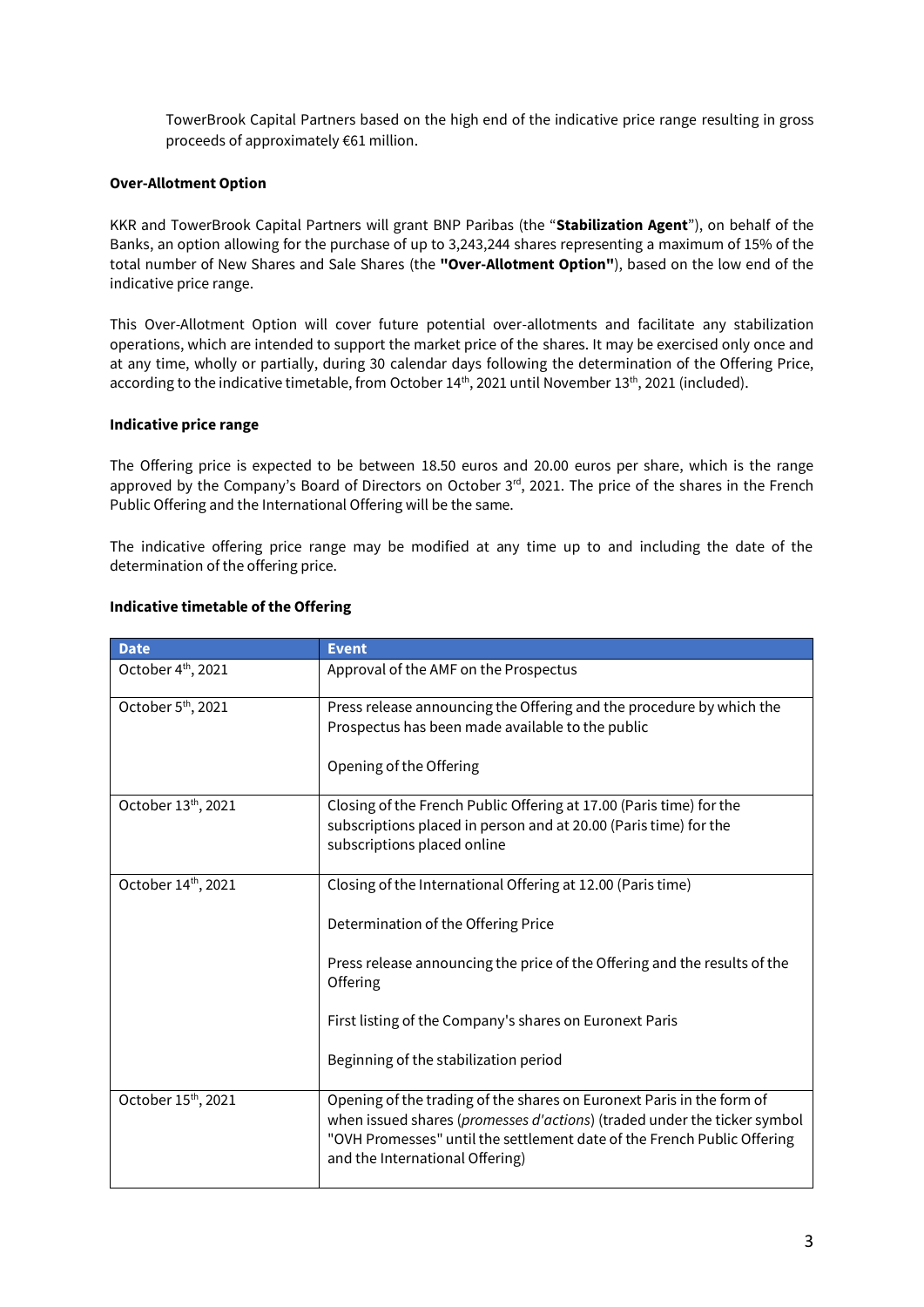TowerBrook Capital Partners based on the high end of the indicative price range resulting in gross proceeds of approximately €61 million.

**Over-Allotment Option**

KKR and TowerBrook Capital Partners will grant BNP Paribas (the "**Stabilization Agent**"), on behalf of the Banks, an option allowing for the purchase of up to 3,243,244 shares representing a maximum of 15% of the total number of New Shares and Sale Shares (the **"Over-Allotment Option"**), based on the low end of the indicative price range.

This Over-Allotment Option will cover future potential over-allotments and facilitate any stabilization operations, which are intended to support the market price of the shares. It may be exercised only once and at any time, wholly or partially, during 30 calendar days following the determination of the Offering Price, according to the indicative timetable, from October 14th, 2021 until November 13th, 2021 (included).

**Indicative price range**

The Offering price is expected to be between 18.50 euros and 20.00 euros per share, which is the range approved by the Company's Board of Directors on October 3rd, 2021. The price of the shares in the French Public Offering and the International Offering will be the same.

The indicative offering price range may be modified at any time up to and including the date of the determination of the offering price.

**Indicative timetable of the Offering**

| Date | Event |
| --- | --- |
| October 4th, 2021 | Approval of the AMF on the Prospectus |
| October 5th, 2021 | Press release announcing the Offering and the procedure by which the Prospectus has been made available to the public<br><br>Opening of the Offering |
| October 13th, 2021 | Closing of the French Public Offering at 17.00 (Paris time) for the subscriptions placed in person and at 20.00 (Paris time) for the subscriptions placed online |
| October 14th, 2021 | Closing of the International Offering at 12.00 (Paris time)<br><br>Determination of the Offering Price<br><br>Press release announcing the price of the Offering and the results of the Offering<br><br>First listing of the Company's shares on Euronext Paris<br><br>Beginning of the stabilization period |
| October 15th, 2021 | Opening of the trading of the shares on Euronext Paris in the form of when issued shares (*promesses d'actions*) (traded under the ticker symbol "OVH Promesses" until the settlement date of the French Public Offering and the International Offering) |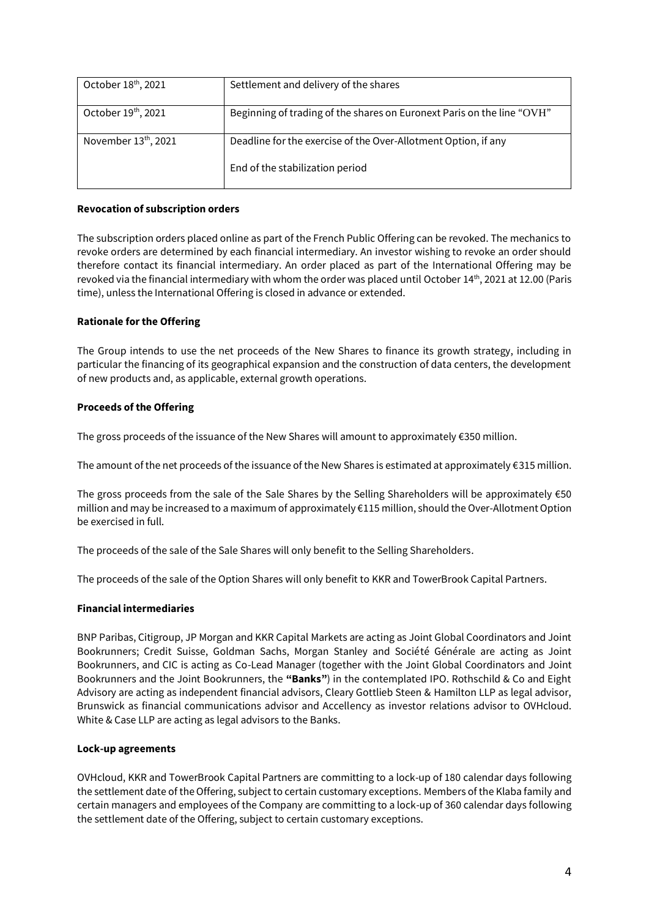| | |
|---|---|
| October 18th, 2021 | Settlement and delivery of the shares |
| October 19th, 2021 | Beginning of trading of the shares on Euronext Paris on the line "OVH" |
| November 13th, 2021 | Deadline for the exercise of the Over-Allotment Option, if any<br><br>End of the stabilization period |

**Revocation of subscription orders**

The subscription orders placed online as part of the French Public Offering can be revoked. The mechanics to revoke orders are determined by each financial intermediary. An investor wishing to revoke an order should therefore contact its financial intermediary. An order placed as part of the International Offering may be revoked via the financial intermediary with whom the order was placed until October 14th, 2021 at 12.00 (Paris time), unless the International Offering is closed in advance or extended.

**Rationale for the Offering**

The Group intends to use the net proceeds of the New Shares to finance its growth strategy, including in particular the financing of its geographical expansion and the construction of data centers, the development of new products and, as applicable, external growth operations.

**Proceeds of the Offering**

The gross proceeds of the issuance of the New Shares will amount to approximately €350 million.

The amount of the net proceeds of the issuance of the New Shares is estimated at approximately €315 million.

The gross proceeds from the sale of the Sale Shares by the Selling Shareholders will be approximately €50 million and may be increased to a maximum of approximately €115 million, should the Over-Allotment Option be exercised in full.

The proceeds of the sale of the Sale Shares will only benefit to the Selling Shareholders.

The proceeds of the sale of the Option Shares will only benefit to KKR and TowerBrook Capital Partners.

**Financial intermediaries**

BNP Paribas, Citigroup, JP Morgan and KKR Capital Markets are acting as Joint Global Coordinators and Joint Bookrunners; Credit Suisse, Goldman Sachs, Morgan Stanley and Société Générale are acting as Joint Bookrunners, and CIC is acting as Co-Lead Manager (together with the Joint Global Coordinators and Joint Bookrunners and the Joint Bookrunners, the **"Banks"**) in the contemplated IPO. Rothschild & Co and Eight Advisory are acting as independent financial advisors, Cleary Gottlieb Steen & Hamilton LLP as legal advisor, Brunswick as financial communications advisor and Accellency as investor relations advisor to OVHcloud. White & Case LLP are acting as legal advisors to the Banks.

**Lock-up agreements**

OVHcloud, KKR and TowerBrook Capital Partners are committing to a lock-up of 180 calendar days following the settlement date of the Offering, subject to certain customary exceptions. Members of the Klaba family and certain managers and employees of the Company are committing to a lock-up of 360 calendar days following the settlement date of the Offering, subject to certain customary exceptions.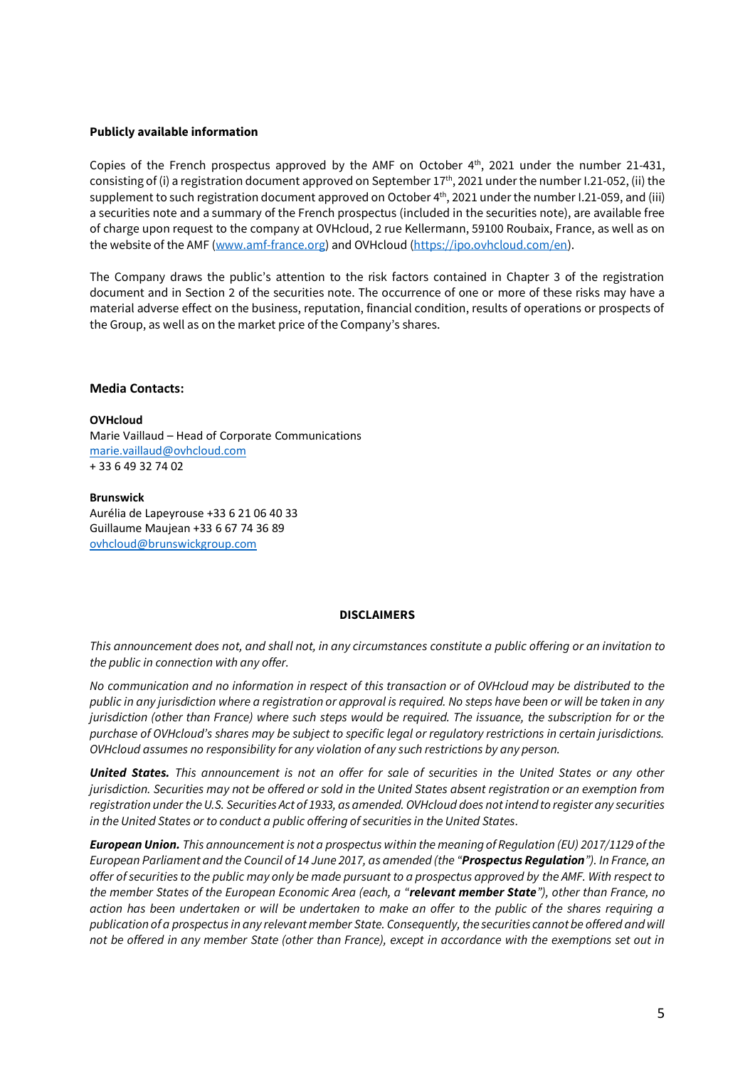**Publicly available information**

Copies of the French prospectus approved by the AMF on October 4th, 2021 under the number 21-431, consisting of (i) a registration document approved on September 17th, 2021 under the number I.21-052, (ii) the supplement to such registration document approved on October 4th, 2021 under the number I.21-059, and (iii) a securities note and a summary of the French prospectus (included in the securities note), are available free of charge upon request to the company at OVHcloud, 2 rue Kellermann, 59100 Roubaix, France, as well as on the website of the AMF (www.amf-france.org) and OVHcloud (https://ipo.ovhcloud.com/en).

The Company draws the public's attention to the risk factors contained in Chapter 3 of the registration document and in Section 2 of the securities note. The occurrence of one or more of these risks may have a material adverse effect on the business, reputation, financial condition, results of operations or prospects of the Group, as well as on the market price of the Company's shares.

## Media Contacts:

**OVHcloud**
Marie Vaillaud – Head of Corporate Communications
marie.vaillaud@ovhcloud.com
+ 33 6 49 32 74 02

**Brunswick**
Aurélia de Lapeyrouse +33 6 21 06 40 33
Guillaume Maujean +33 6 67 74 36 89
ovhcloud@brunswickgroup.com

**DISCLAIMERS**

*This announcement does not, and shall not, in any circumstances constitute a public offering or an invitation to the public in connection with any offer.*

*No communication and no information in respect of this transaction or of OVHcloud may be distributed to the public in any jurisdiction where a registration or approval is required. No steps have been or will be taken in any jurisdiction (other than France) where such steps would be required. The issuance, the subscription for or the purchase of OVHcloud's shares may be subject to specific legal or regulatory restrictions in certain jurisdictions. OVHcloud assumes no responsibility for any violation of any such restrictions by any person.*

***United States.*** *This announcement is not an offer for sale of securities in the United States or any other jurisdiction. Securities may not be offered or sold in the United States absent registration or an exemption from registration under the U.S. Securities Act of 1933, as amended. OVHcloud does not intend to register any securities in the United States or to conduct a public offering of securities in the United States.*

***European Union.*** *This announcement is not a prospectus within the meaning of Regulation (EU) 2017/1129 of the European Parliament and the Council of 14 June 2017, as amended (the "**Prospectus Regulation**"). In France, an offer of securities to the public may only be made pursuant to a prospectus approved by the AMF. With respect to the member States of the European Economic Area (each, a "**relevant member State**"), other than France, no action has been undertaken or will be undertaken to make an offer to the public of the shares requiring a publication of a prospectus in any relevant member State. Consequently, the securities cannot be offered and will not be offered in any member State (other than France), except in accordance with the exemptions set out in*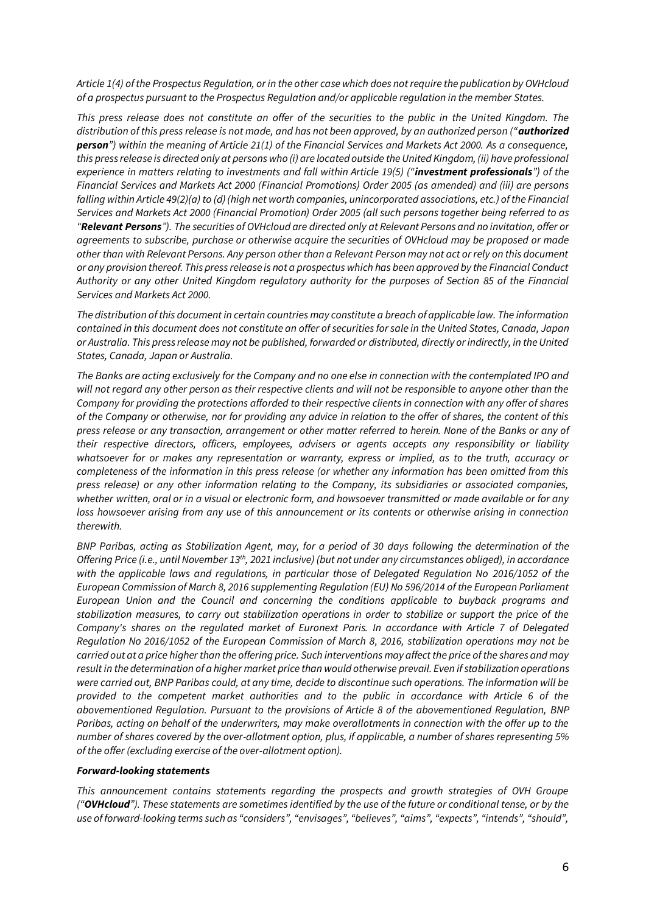*Article 1(4) of the Prospectus Regulation, or in the other case which does not require the publication by OVHcloud of a prospectus pursuant to the Prospectus Regulation and/or applicable regulation in the member States.*

*This press release does not constitute an offer of the securities to the public in the United Kingdom. The distribution of this press release is not made, and has not been approved, by an authorized person ("**authorized person**") within the meaning of Article 21(1) of the Financial Services and Markets Act 2000. As a consequence, this press release is directed only at persons who (i) are located outside the United Kingdom, (ii) have professional experience in matters relating to investments and fall within Article 19(5) ("**investment professionals**") of the Financial Services and Markets Act 2000 (Financial Promotions) Order 2005 (as amended) and (iii) are persons falling within Article 49(2)(a) to (d) (high net worth companies, unincorporated associations, etc.) of the Financial Services and Markets Act 2000 (Financial Promotion) Order 2005 (all such persons together being referred to as "**Relevant Persons**"). The securities of OVHcloud are directed only at Relevant Persons and no invitation, offer or agreements to subscribe, purchase or otherwise acquire the securities of OVHcloud may be proposed or made other than with Relevant Persons. Any person other than a Relevant Person may not act or rely on this document or any provision thereof. This press release is not a prospectus which has been approved by the Financial Conduct Authority or any other United Kingdom regulatory authority for the purposes of Section 85 of the Financial Services and Markets Act 2000.*

*The distribution of this document in certain countries may constitute a breach of applicable law. The information contained in this document does not constitute an offer of securities for sale in the United States, Canada, Japan or Australia. This press release may not be published, forwarded or distributed, directly or indirectly, in the United States, Canada, Japan or Australia.*

*The Banks are acting exclusively for the Company and no one else in connection with the contemplated IPO and will not regard any other person as their respective clients and will not be responsible to anyone other than the Company for providing the protections afforded to their respective clients in connection with any offer of shares of the Company or otherwise, nor for providing any advice in relation to the offer of shares, the content of this press release or any transaction, arrangement or other matter referred to herein. None of the Banks or any of their respective directors, officers, employees, advisers or agents accepts any responsibility or liability whatsoever for or makes any representation or warranty, express or implied, as to the truth, accuracy or completeness of the information in this press release (or whether any information has been omitted from this press release) or any other information relating to the Company, its subsidiaries or associated companies, whether written, oral or in a visual or electronic form, and howsoever transmitted or made available or for any loss howsoever arising from any use of this announcement or its contents or otherwise arising in connection therewith.*

*BNP Paribas, acting as Stabilization Agent, may, for a period of 30 days following the determination of the Offering Price (i.e., until November 13th, 2021 inclusive) (but not under any circumstances obliged), in accordance with the applicable laws and regulations, in particular those of Delegated Regulation No 2016/1052 of the European Commission of March 8, 2016 supplementing Regulation (EU) No 596/2014 of the European Parliament European Union and the Council and concerning the conditions applicable to buyback programs and stabilization measures, to carry out stabilization operations in order to stabilize or support the price of the Company's shares on the regulated market of Euronext Paris. In accordance with Article 7 of Delegated Regulation No 2016/1052 of the European Commission of March 8, 2016, stabilization operations may not be carried out at a price higher than the offering price. Such interventions may affect the price of the shares and may result in the determination of a higher market price than would otherwise prevail. Even if stabilization operations were carried out, BNP Paribas could, at any time, decide to discontinue such operations. The information will be provided to the competent market authorities and to the public in accordance with Article 6 of the abovementioned Regulation. Pursuant to the provisions of Article 8 of the abovementioned Regulation, BNP Paribas, acting on behalf of the underwriters, may make overallotments in connection with the offer up to the number of shares covered by the over-allotment option, plus, if applicable, a number of shares representing 5% of the offer (excluding exercise of the over-allotment option).*

***Forward-looking statements***

*This announcement contains statements regarding the prospects and growth strategies of OVH Groupe ("**OVHcloud**"). These statements are sometimes identified by the use of the future or conditional tense, or by the use of forward-looking terms such as "considers", "envisages", "believes", "aims", "expects", "intends", "should",*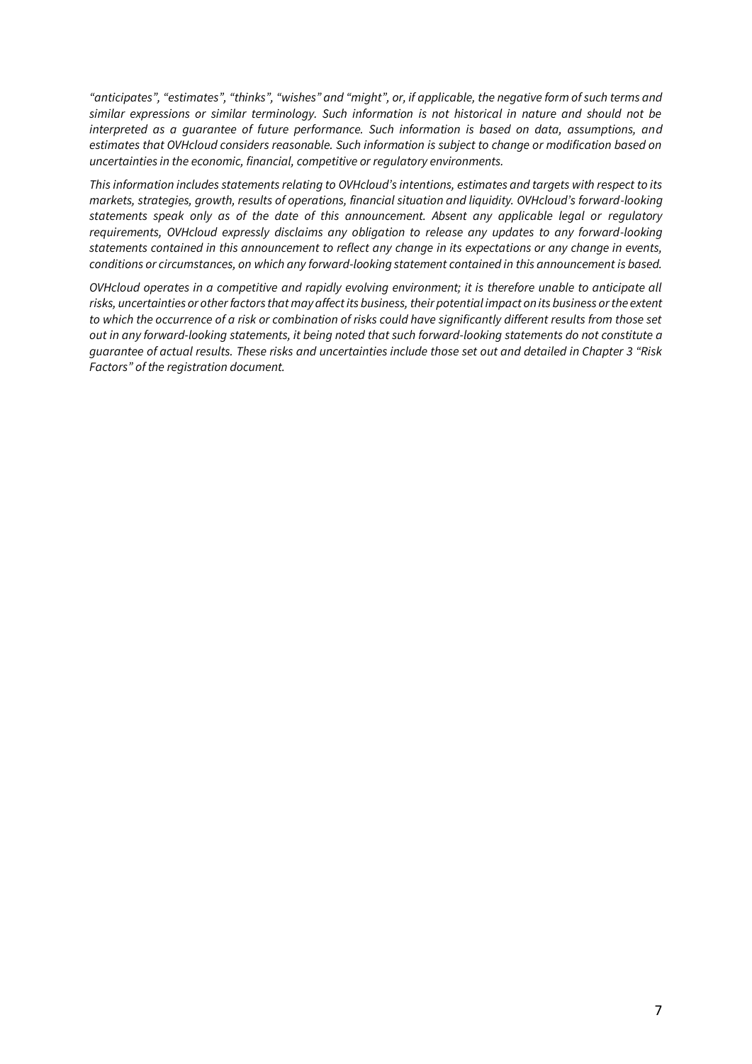*"anticipates", "estimates", "thinks", "wishes" and "might", or, if applicable, the negative form of such terms and similar expressions or similar terminology. Such information is not historical in nature and should not be interpreted as a guarantee of future performance. Such information is based on data, assumptions, and estimates that OVHcloud considers reasonable. Such information is subject to change or modification based on uncertainties in the economic, financial, competitive or regulatory environments.*

*This information includes statements relating to OVHcloud's intentions, estimates and targets with respect to its markets, strategies, growth, results of operations, financial situation and liquidity. OVHcloud's forward-looking statements speak only as of the date of this announcement. Absent any applicable legal or regulatory requirements, OVHcloud expressly disclaims any obligation to release any updates to any forward-looking statements contained in this announcement to reflect any change in its expectations or any change in events, conditions or circumstances, on which any forward-looking statement contained in this announcement is based.*

*OVHcloud operates in a competitive and rapidly evolving environment; it is therefore unable to anticipate all risks, uncertainties or other factors that may affect its business, their potential impact on its business or the extent to which the occurrence of a risk or combination of risks could have significantly different results from those set out in any forward-looking statements, it being noted that such forward-looking statements do not constitute a guarantee of actual results. These risks and uncertainties include those set out and detailed in Chapter 3 "Risk Factors" of the registration document.*